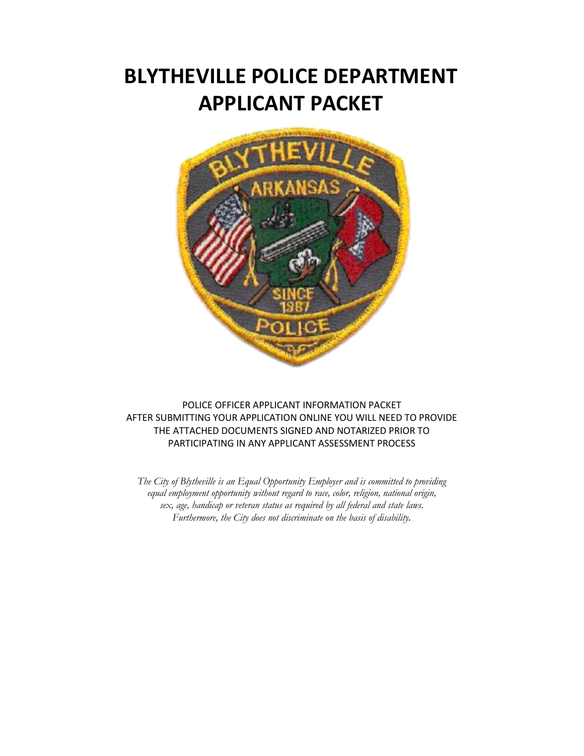# BLYTHEVILLE POLICE DEPARTMENT APPLICANT PACKET

POLICE OFFICER APPLICANT INFORMATION PACKET
AFTER SUBMITTING YOUR APPLICATION ONLINE YOU WILL NEED TO PROVIDE THE ATTACHED DOCUMENTS SIGNED AND NOTARIZED PRIOR TO PARTICIPATING IN ANY APPLICANT ASSESSMENT PROCESS

*The City of Blytheville is an Equal Opportunity Employer and is committed to providing equal employment opportunity without regard to race, color, religion, national origin, sex, age, handicap or veteran status as required by all federal and state laws. Furthermore, the City does not discriminate on the basis of disability.*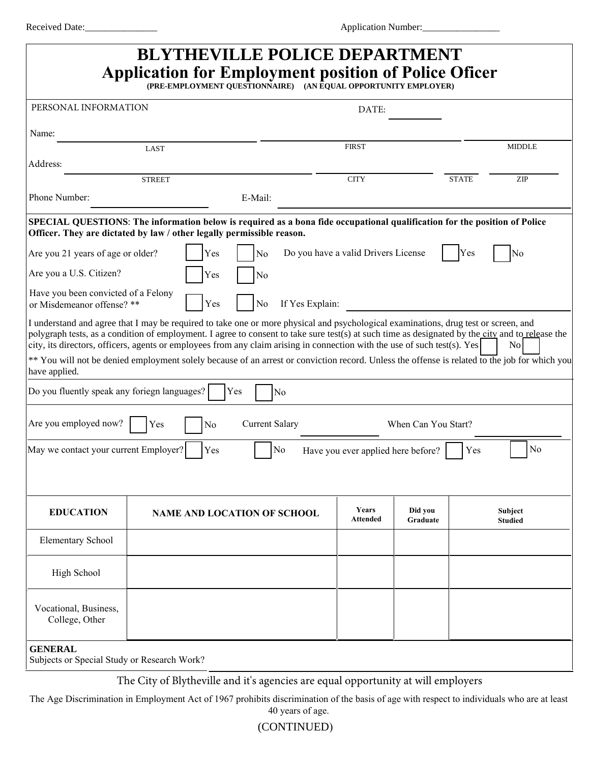Received Date:_______________ Application Number:________________

# BLYTHEVILLE POLICE DEPARTMENT
## Application for Employment position of Police Oficer

**(PRE-EMPLOYMENT QUESTIONNAIRE) (AN EQUAL OPPORTUNITY EMPLOYER)**

PERSONAL INFORMATION DATE: __________

Name: ______________________ ______________________ ______________________
LAST FIRST MIDDLE

Address: ______________________ ______________________ ________ ________
STREET CITY STATE ZIP

Phone Number: ______________________ E-Mail: ______________________

**SPECIAL QUESTIONS**: **The information below is required as a bona fide occupational qualification for the position of Police Officer. They are dictated by law / other legally permissible reason.**

Are you 21 years of age or older? ☐ Yes ☐ No Do you have a valid Drivers License ☐ Yes ☐ No

Are you a U.S. Citizen? ☐ Yes ☐ No

Have you been convicted of a Felony or Misdemeanor offense? ** ☐ Yes ☐ No If Yes Explain: ______________________

I understand and agree that I may be required to take one or more physical and psychological examinations, drug test or screen, and polygraph tests, as a condition of employment. I agree to consent to take sure test(s) at such time as designated by the city and to release the city, its directors, officers, agents or employees from any claim arising in connection with the use of such test(s). Yes ☐ No ☐

** You will not be denied employment solely because of an arrest or conviction record. Unless the offense is related to the job for which you have applied.

Do you fluently speak any foriegn languages? ☐ Yes ☐ No

Are you employed now? ☐ Yes ☐ No Current Salary ______________ When Can You Start? ______________

May we contact your current Employer? ☐ Yes ☐ No Have you ever applied here before? ☐ Yes ☐ No

| EDUCATION | NAME AND LOCATION OF SCHOOL | Years Attended | Did you Graduate | Subject Studied |
|---|---|---|---|---|
| Elementary School | | | | |
| High School | | | | |
| Vocational, Business, College, Other | | | | |

**GENERAL**

Subjects or Special Study or Research Work? ______________________

The City of Blytheville and it's agencies are equal opportunity at will employers

The Age Discrimination in Employment Act of 1967 prohibits discrimination of the basis of age with respect to individuals who are at least 40 years of age.

(CONTINUED)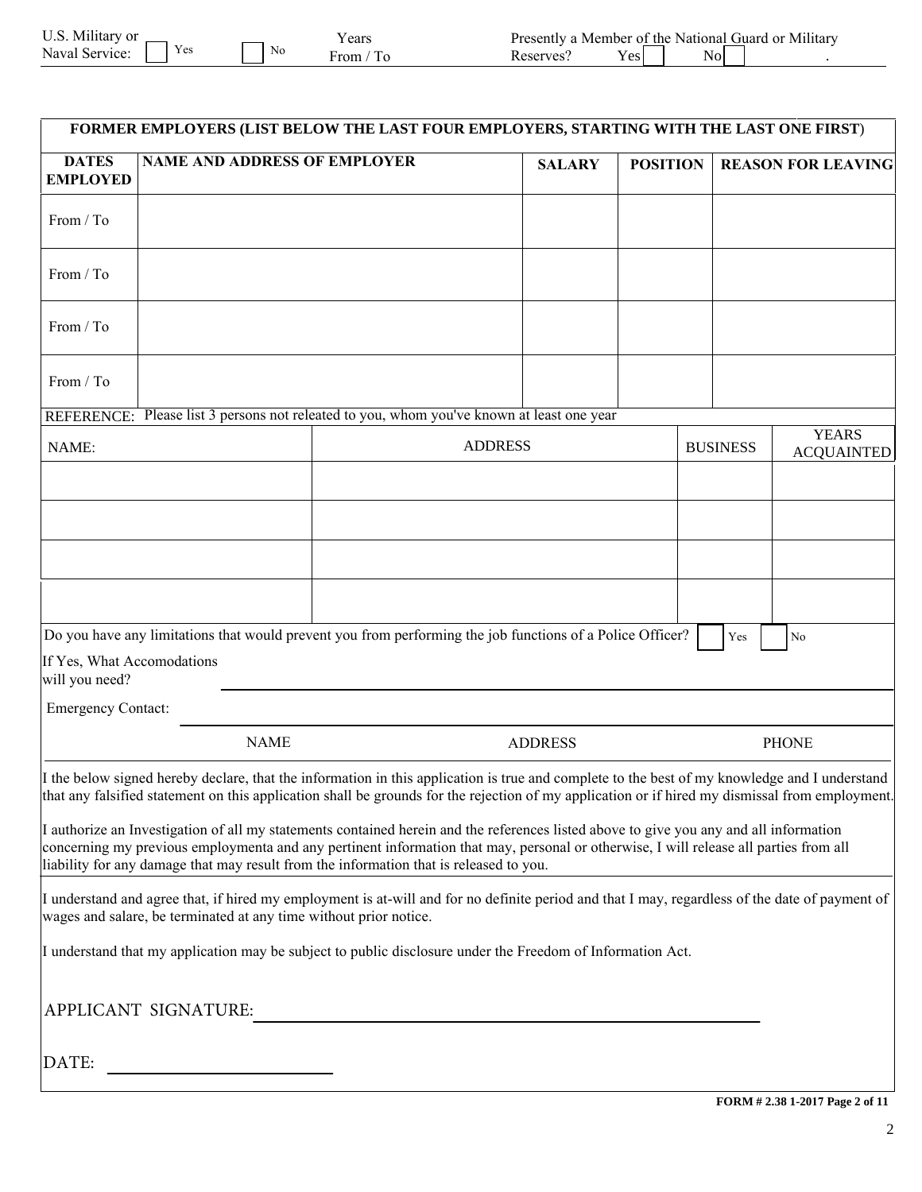U.S. Military or Naval Service: ☐ Yes ☐ No Years From / To Presently a Member of the National Guard or Military Reserves? Yes ☐ No ☐ .

| FORMER EMPLOYERS (LIST BELOW THE LAST FOUR EMPLOYERS, STARTING WITH THE LAST ONE FIRST) | | | | |
|---|---|---|---|---|
| **DATES EMPLOYED** | **NAME AND ADDRESS OF EMPLOYER** | **SALARY** | **POSITION** | **REASON FOR LEAVING** |
| From / To | | | | |
| From / To | | | | |
| From / To | | | | |
| From / To | | | | |

REFERENCE: Please list 3 persons not releated to you, whom you've known at least one year

| NAME: | ADDRESS | BUSINESS | YEARS ACQUAINTED |
|---|---|---|---|
| | | | |
| | | | |
| | | | |
| | | | |

Do you have any limitations that would prevent you from performing the job functions of a Police Officer? ☐ Yes ☐ No

If Yes, What Accomodations will you need? \_\_\_\_\_\_\_\_\_\_\_\_\_\_\_\_\_\_\_\_

Emergency Contact: \_\_\_\_\_\_\_\_\_\_\_\_\_\_\_\_\_\_\_\_

NAME ADDRESS PHONE

I the below signed hereby declare, that the information in this application is true and complete to the best of my knowledge and I understand that any falsified statement on this application shall be grounds for the rejection of my application or if hired my dismissal from employment.

I authorize an Investigation of all my statements contained herein and the references listed above to give you any and all information concerning my previous employmenta and any pertinent information that may, personal or otherwise, I will release all parties from all liability for any damage that may result from the information that is released to you.

I understand and agree that, if hired my employment is at-will and for no definite period and that I may, regardless of the date of payment of wages and salare, be terminated at any time without prior notice.

I understand that my application may be subject to public disclosure under the Freedom of Information Act.

APPLICANT SIGNATURE: \_\_\_\_\_\_\_\_\_\_\_\_\_\_\_\_\_\_\_\_

DATE: \_\_\_\_\_\_\_\_\_\_\_\_\_\_\_\_\_\_\_\_

**FORM # 2.38 1-2017**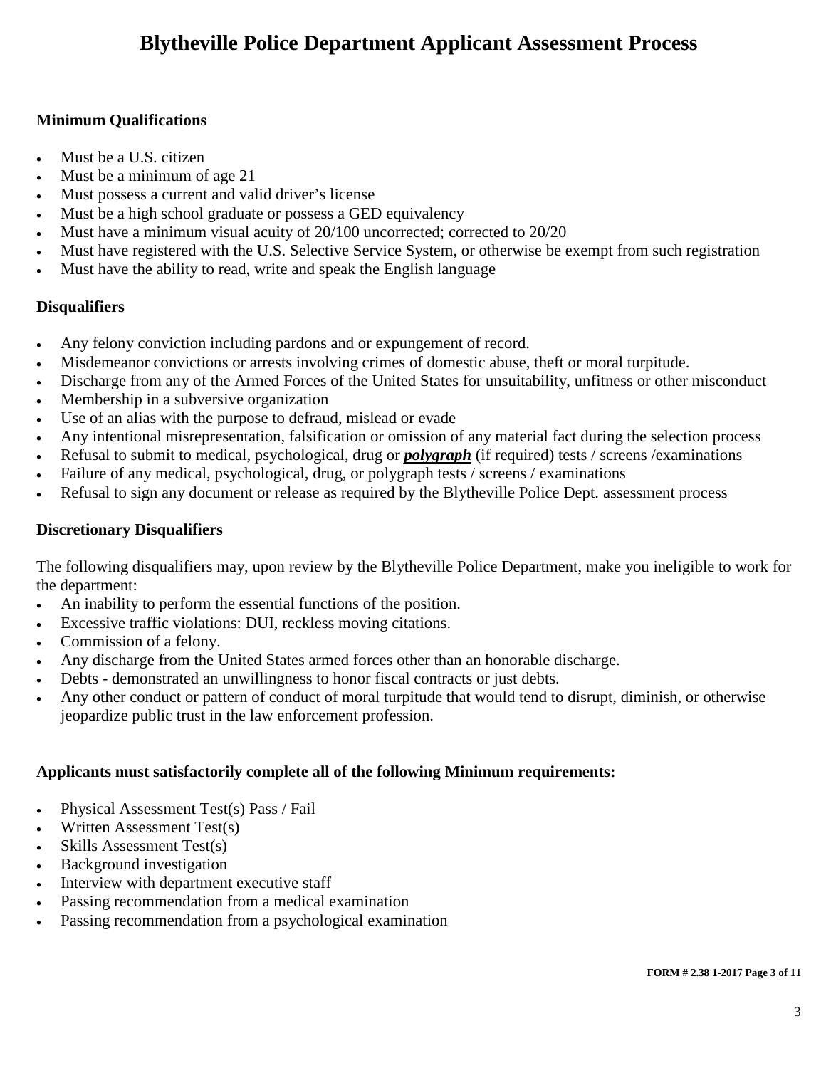# Blytheville Police Department Applicant Assessment Process

**Minimum Qualifications**

- Must be a U.S. citizen
- Must be a minimum of age 21
- Must possess a current and valid driver's license
- Must be a high school graduate or possess a GED equivalency
- Must have a minimum visual acuity of 20/100 uncorrected; corrected to 20/20
- Must have registered with the U.S. Selective Service System, or otherwise be exempt from such registration
- Must have the ability to read, write and speak the English language

**Disqualifiers**

- Any felony conviction including pardons and or expungement of record.
- Misdemeanor convictions or arrests involving crimes of domestic abuse, theft or moral turpitude.
- Discharge from any of the Armed Forces of the United States for unsuitability, unfitness or other misconduct
- Membership in a subversive organization
- Use of an alias with the purpose to defraud, mislead or evade
- Any intentional misrepresentation, falsification or omission of any material fact during the selection process
- Refusal to submit to medical, psychological, drug or ***polygraph*** (if required) tests / screens /examinations
- Failure of any medical, psychological, drug, or polygraph tests / screens / examinations
- Refusal to sign any document or release as required by the Blytheville Police Dept. assessment process

**Discretionary Disqualifiers**

The following disqualifiers may, upon review by the Blytheville Police Department, make you ineligible to work for the department:

- An inability to perform the essential functions of the position.
- Excessive traffic violations: DUI, reckless moving citations.
- Commission of a felony.
- Any discharge from the United States armed forces other than an honorable discharge.
- Debts - demonstrated an unwillingness to honor fiscal contracts or just debts.
- Any other conduct or pattern of conduct of moral turpitude that would tend to disrupt, diminish, or otherwise jeopardize public trust in the law enforcement profession.

**Applicants must satisfactorily complete all of the following Minimum requirements:**

- Physical Assessment Test(s) Pass / Fail
- Written Assessment Test(s)
- Skills Assessment Test(s)
- Background investigation
- Interview with department executive staff
- Passing recommendation from a medical examination
- Passing recommendation from a psychological examination

**FORM # 2.38 1-2017**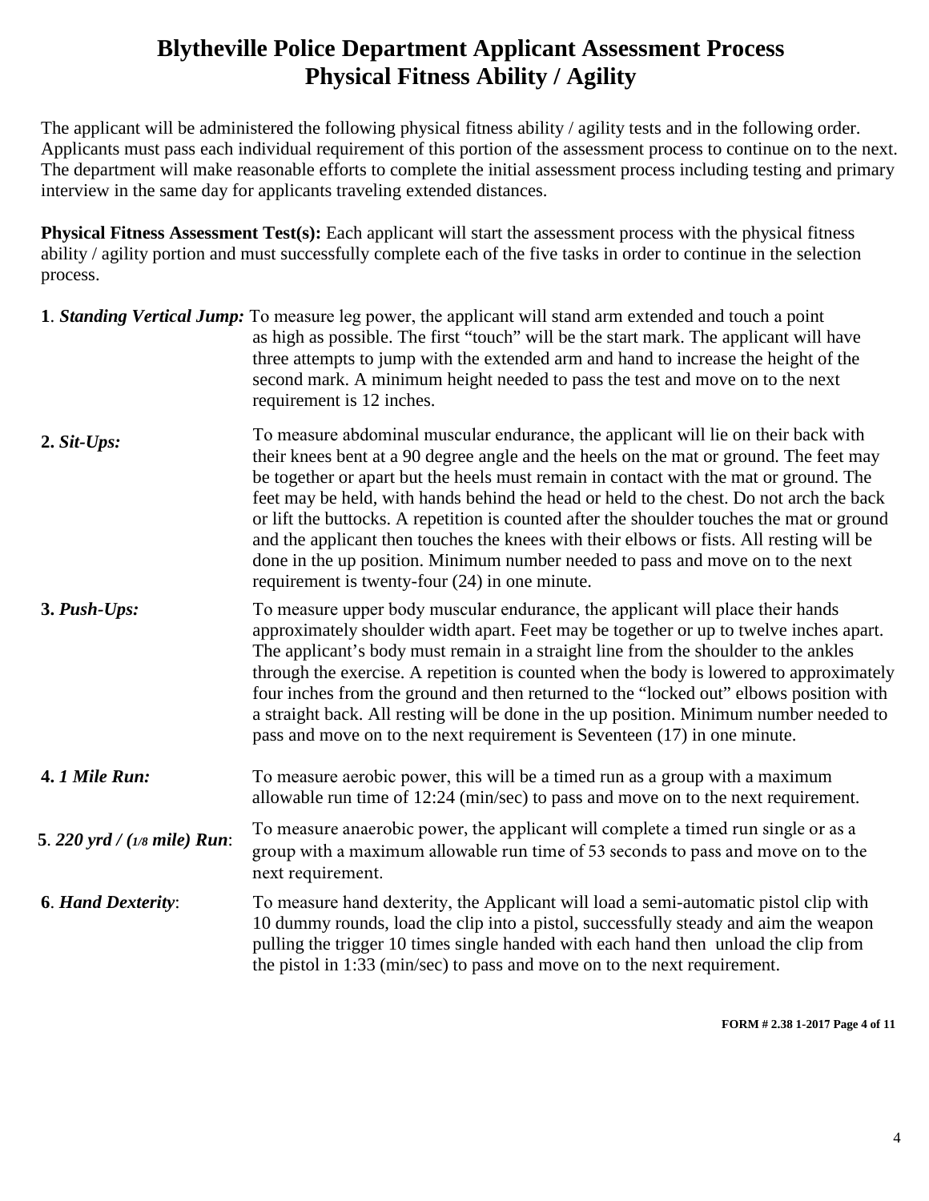# Blytheville Police Department Applicant Assessment Process
## Physical Fitness Ability / Agility

The applicant will be administered the following physical fitness ability / agility tests and in the following order. Applicants must pass each individual requirement of this portion of the assessment process to continue on to the next. The department will make reasonable efforts to complete the initial assessment process including testing and primary interview in the same day for applicants traveling extended distances.

**Physical Fitness Assessment Test(s):** Each applicant will start the assessment process with the physical fitness ability / agility portion and must successfully complete each of the five tasks in order to continue in the selection process.

**1**. ***Standing Vertical Jump:*** To measure leg power, the applicant will stand arm extended and touch a point as high as possible. The first "touch" will be the start mark. The applicant will have three attempts to jump with the extended arm and hand to increase the height of the second mark. A minimum height needed to pass the test and move on to the next requirement is 12 inches.

**2.** ***Sit-Ups:*** To measure abdominal muscular endurance, the applicant will lie on their back with their knees bent at a 90 degree angle and the heels on the mat or ground. The feet may be together or apart but the heels must remain in contact with the mat or ground. The feet may be held, with hands behind the head or held to the chest. Do not arch the back or lift the buttocks. A repetition is counted after the shoulder touches the mat or ground and the applicant then touches the knees with their elbows or fists. All resting will be done in the up position. Minimum number needed to pass and move on to the next requirement is twenty-four (24) in one minute.

**3.** ***Push-Ups:*** To measure upper body muscular endurance, the applicant will place their hands approximately shoulder width apart. Feet may be together or up to twelve inches apart. The applicant's body must remain in a straight line from the shoulder to the ankles through the exercise. A repetition is counted when the body is lowered to approximately four inches from the ground and then returned to the "locked out" elbows position with a straight back. All resting will be done in the up position. Minimum number needed to pass and move on to the next requirement is Seventeen (17) in one minute.

**4.** ***1 Mile Run:*** To measure aerobic power, this will be a timed run as a group with a maximum allowable run time of 12:24 (min/sec) to pass and move on to the next requirement.

**5**. ***220 yrd / (1/8 mile) Run***: To measure anaerobic power, the applicant will complete a timed run single or as a group with a maximum allowable run time of 53 seconds to pass and move on to the next requirement.

**6**. ***Hand Dexterity***: To measure hand dexterity, the Applicant will load a semi-automatic pistol clip with 10 dummy rounds, load the clip into a pistol, successfully steady and aim the weapon pulling the trigger 10 times single handed with each hand then unload the clip from the pistol in 1:33 (min/sec) to pass and move on to the next requirement.

**FORM # 2.38 1-2017 Page 4 of 11**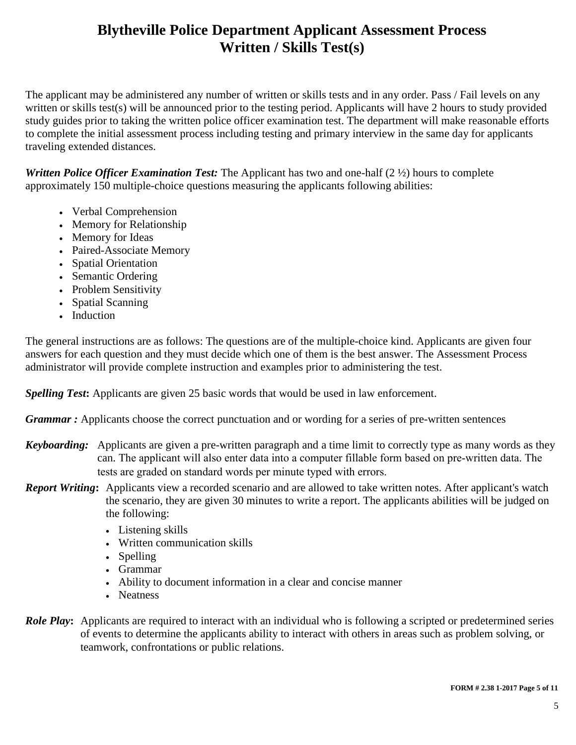# Blytheville Police Department Applicant Assessment Process
# Written / Skills Test(s)

The applicant may be administered any number of written or skills tests and in any order. Pass / Fail levels on any written or skills test(s) will be announced prior to the testing period. Applicants will have 2 hours to study provided study guides prior to taking the written police officer examination test. The department will make reasonable efforts to complete the initial assessment process including testing and primary interview in the same day for applicants traveling extended distances.

***Written Police Officer Examination Test:*** The Applicant has two and one-half (2 ½) hours to complete approximately 150 multiple-choice questions measuring the applicants following abilities:

- Verbal Comprehension
- Memory for Relationship
- Memory for Ideas
- Paired-Associate Memory
- Spatial Orientation
- Semantic Ordering
- Problem Sensitivity
- Spatial Scanning
- Induction

The general instructions are as follows: The questions are of the multiple-choice kind. Applicants are given four answers for each question and they must decide which one of them is the best answer. The Assessment Process administrator will provide complete instruction and examples prior to administering the test.

***Spelling Test*:** Applicants are given 25 basic words that would be used in law enforcement.

***Grammar :*** Applicants choose the correct punctuation and or wording for a series of pre-written sentences

***Keyboarding:*** Applicants are given a pre-written paragraph and a time limit to correctly type as many words as they can. The applicant will also enter data into a computer fillable form based on pre-written data. The tests are graded on standard words per minute typed with errors.

***Report Writing*:** Applicants view a recorded scenario and are allowed to take written notes. After applicant's watch the scenario, they are given 30 minutes to write a report. The applicants abilities will be judged on the following:

- Listening skills
- Written communication skills
- Spelling
- Grammar
- Ability to document information in a clear and concise manner
- Neatness

***Role Play*:** Applicants are required to interact with an individual who is following a scripted or predetermined series of events to determine the applicants ability to interact with others in areas such as problem solving, or teamwork, confrontations or public relations.

**FORM # 2.38 1-2017 Page 5 of 11**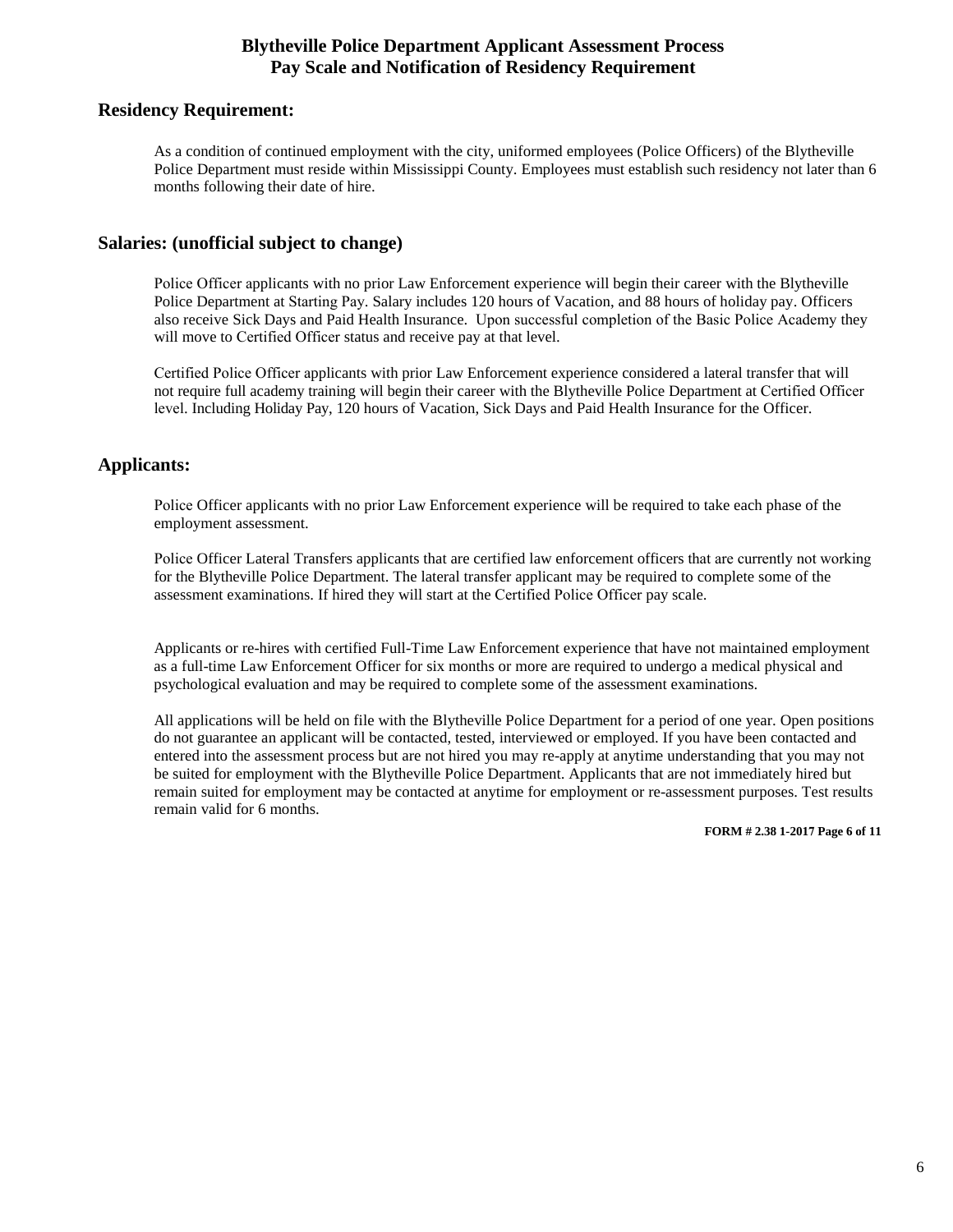# Blytheville Police Department Applicant Assessment Process
# Pay Scale and Notification of Residency Requirement

## Residency Requirement:

As a condition of continued employment with the city, uniformed employees (Police Officers) of the Blytheville Police Department must reside within Mississippi County. Employees must establish such residency not later than 6 months following their date of hire.

## Salaries: (unofficial subject to change)

Police Officer applicants with no prior Law Enforcement experience will begin their career with the Blytheville Police Department at Starting Pay. Salary includes 120 hours of Vacation, and 88 hours of holiday pay. Officers also receive Sick Days and Paid Health Insurance. Upon successful completion of the Basic Police Academy they will move to Certified Officer status and receive pay at that level.

Certified Police Officer applicants with prior Law Enforcement experience considered a lateral transfer that will not require full academy training will begin their career with the Blytheville Police Department at Certified Officer level. Including Holiday Pay, 120 hours of Vacation, Sick Days and Paid Health Insurance for the Officer.

## Applicants:

Police Officer applicants with no prior Law Enforcement experience will be required to take each phase of the employment assessment.

Police Officer Lateral Transfers applicants that are certified law enforcement officers that are currently not working for the Blytheville Police Department. The lateral transfer applicant may be required to complete some of the assessment examinations. If hired they will start at the Certified Police Officer pay scale.

Applicants or re-hires with certified Full-Time Law Enforcement experience that have not maintained employment as a full-time Law Enforcement Officer for six months or more are required to undergo a medical physical and psychological evaluation and may be required to complete some of the assessment examinations.

All applications will be held on file with the Blytheville Police Department for a period of one year. Open positions do not guarantee an applicant will be contacted, tested, interviewed or employed. If you have been contacted and entered into the assessment process but are not hired you may re-apply at anytime understanding that you may not be suited for employment with the Blytheville Police Department. Applicants that are not immediately hired but remain suited for employment may be contacted at anytime for employment or re-assessment purposes. Test results remain valid for 6 months.

**FORM # 2.38 1-2017 Page 6 of 11**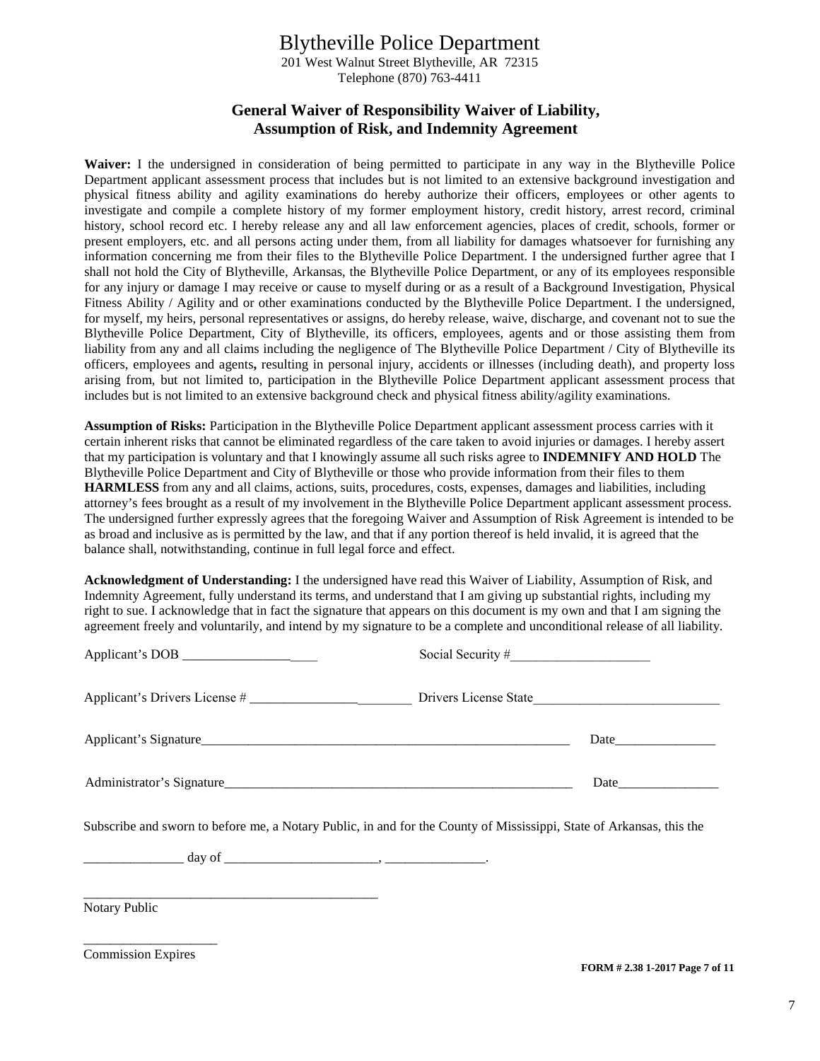# Blytheville Police Department

201 West Walnut Street Blytheville, AR 72315
Telephone (870) 763-4411

## General Waiver of Responsibility Waiver of Liability, Assumption of Risk, and Indemnity Agreement

**Waiver:** I the undersigned in consideration of being permitted to participate in any way in the Blytheville Police Department applicant assessment process that includes but is not limited to an extensive background investigation and physical fitness ability and agility examinations do hereby authorize their officers, employees or other agents to investigate and compile a complete history of my former employment history, credit history, arrest record, criminal history, school record etc. I hereby release any and all law enforcement agencies, places of credit, schools, former or present employers, etc. and all persons acting under them, from all liability for damages whatsoever for furnishing any information concerning me from their files to the Blytheville Police Department. I the undersigned further agree that I shall not hold the City of Blytheville, Arkansas, the Blytheville Police Department, or any of its employees responsible for any injury or damage I may receive or cause to myself during or as a result of a Background Investigation, Physical Fitness Ability / Agility and or other examinations conducted by the Blytheville Police Department. I the undersigned, for myself, my heirs, personal representatives or assigns, do hereby release, waive, discharge, and covenant not to sue the Blytheville Police Department, City of Blytheville, its officers, employees, agents and or those assisting them from liability from any and all claims including the negligence of The Blytheville Police Department / City of Blytheville its officers, employees and agents**,** resulting in personal injury, accidents or illnesses (including death), and property loss arising from, but not limited to, participation in the Blytheville Police Department applicant assessment process that includes but is not limited to an extensive background check and physical fitness ability/agility examinations.

**Assumption of Risks:** Participation in the Blytheville Police Department applicant assessment process carries with it certain inherent risks that cannot be eliminated regardless of the care taken to avoid injuries or damages. I hereby assert that my participation is voluntary and that I knowingly assume all such risks agree to **INDEMNIFY AND HOLD** The Blytheville Police Department and City of Blytheville or those who provide information from their files to them **HARMLESS** from any and all claims, actions, suits, procedures, costs, expenses, damages and liabilities, including attorney's fees brought as a result of my involvement in the Blytheville Police Department applicant assessment process. The undersigned further expressly agrees that the foregoing Waiver and Assumption of Risk Agreement is intended to be as broad and inclusive as is permitted by the law, and that if any portion thereof is held invalid, it is agreed that the balance shall, notwithstanding, continue in full legal force and effect.

**Acknowledgment of Understanding:** I the undersigned have read this Waiver of Liability, Assumption of Risk, and Indemnity Agreement, fully understand its terms, and understand that I am giving up substantial rights, including my right to sue. I acknowledge that in fact the signature that appears on this document is my own and that I am signing the agreement freely and voluntarily, and intend by my signature to be a complete and unconditional release of all liability.

Applicant's DOB _____________________ Social Security #_____________________

Applicant's Drivers License # ________________________ Drivers License State___________________________

Applicant's Signature_________________________________________________________ Date_______________

Administrator's Signature______________________________________________________ Date_______________

Subscribe and sworn to before me, a Notary Public, in and for the County of Mississippi, State of Arkansas, this the

_______________ day of _______________________, _______________.

_____________________________________________
Notary Public

____________________
Commission Expires

**FORM # 2.38 1-2017 Page 7 of 11**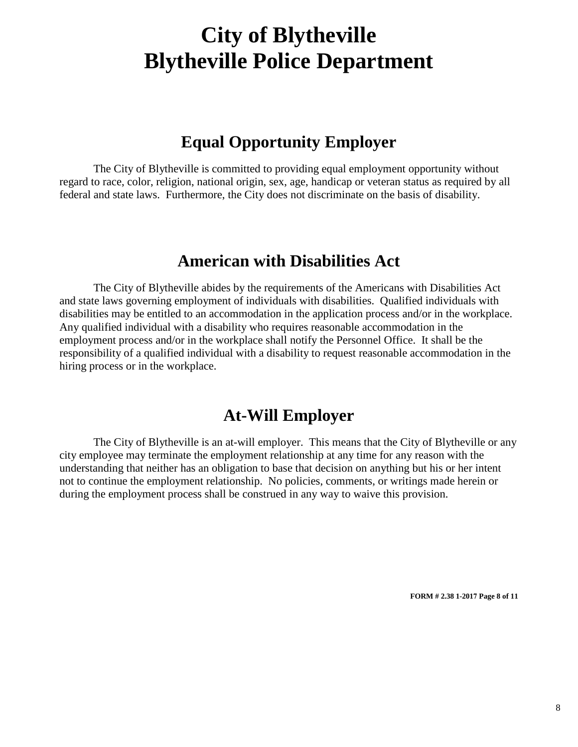# City of Blytheville
# Blytheville Police Department

## Equal Opportunity Employer

The City of Blytheville is committed to providing equal employment opportunity without regard to race, color, religion, national origin, sex, age, handicap or veteran status as required by all federal and state laws. Furthermore, the City does not discriminate on the basis of disability.

## American with Disabilities Act

The City of Blytheville abides by the requirements of the Americans with Disabilities Act and state laws governing employment of individuals with disabilities. Qualified individuals with disabilities may be entitled to an accommodation in the application process and/or in the workplace. Any qualified individual with a disability who requires reasonable accommodation in the employment process and/or in the workplace shall notify the Personnel Office. It shall be the responsibility of a qualified individual with a disability to request reasonable accommodation in the hiring process or in the workplace.

## At-Will Employer

The City of Blytheville is an at-will employer. This means that the City of Blytheville or any city employee may terminate the employment relationship at any time for any reason with the understanding that neither has an obligation to base that decision on anything but his or her intent not to continue the employment relationship. No policies, comments, or writings made herein or during the employment process shall be construed in any way to waive this provision.

**FORM # 2.38 1-2017**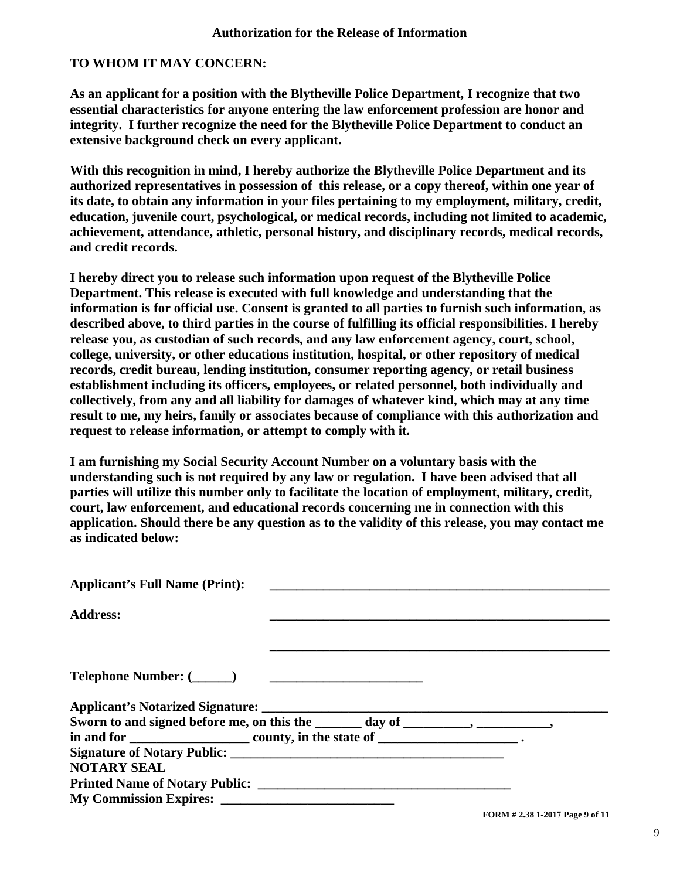## Authorization for the Release of Information

**TO WHOM IT MAY CONCERN:**

**As an applicant for a position with the Blytheville Police Department, I recognize that two essential characteristics for anyone entering the law enforcement profession are honor and integrity. I further recognize the need for the Blytheville Police Department to conduct an extensive background check on every applicant.**

**With this recognition in mind, I hereby authorize the Blytheville Police Department and its authorized representatives in possession of this release, or a copy thereof, within one year of its date, to obtain any information in your files pertaining to my employment, military, credit, education, juvenile court, psychological, or medical records, including not limited to academic, achievement, attendance, athletic, personal history, and disciplinary records, medical records, and credit records.**

**I hereby direct you to release such information upon request of the Blytheville Police Department. This release is executed with full knowledge and understanding that the information is for official use. Consent is granted to all parties to furnish such information, as described above, to third parties in the course of fulfilling its official responsibilities. I hereby release you, as custodian of such records, and any law enforcement agency, court, school, college, university, or other educations institution, hospital, or other repository of medical records, credit bureau, lending institution, consumer reporting agency, or retail business establishment including its officers, employees, or related personnel, both individually and collectively, from any and all liability for damages of whatever kind, which may at any time result to me, my heirs, family or associates because of compliance with this authorization and request to release information, or attempt to comply with it.**

**I am furnishing my Social Security Account Number on a voluntary basis with the understanding such is not required by any law or regulation. I have been advised that all parties will utilize this number only to facilitate the location of employment, military, credit, court, law enforcement, and educational records concerning me in connection with this application. Should there be any question as to the validity of this release, you may contact me as indicated below:**

**Applicant's Full Name (Print):** ______________________________________________________

**Address:** ______________________________________________________

______________________________________________________

**Telephone Number: (______)** ________________________

**Applicant's Notarized Signature:** ______________________________________________________

**Sworn to and signed before me, on this the _______ day of __________, ___________,**

**in and for __________________ county, in the state of _____________________ .**

**Signature of Notary Public:** _________________________________________

**NOTARY SEAL**

**Printed Name of Notary Public:** ______________________________________

**My Commission Expires:** __________________________

**FORM # 2.38 1-2017 Page 9 of 11**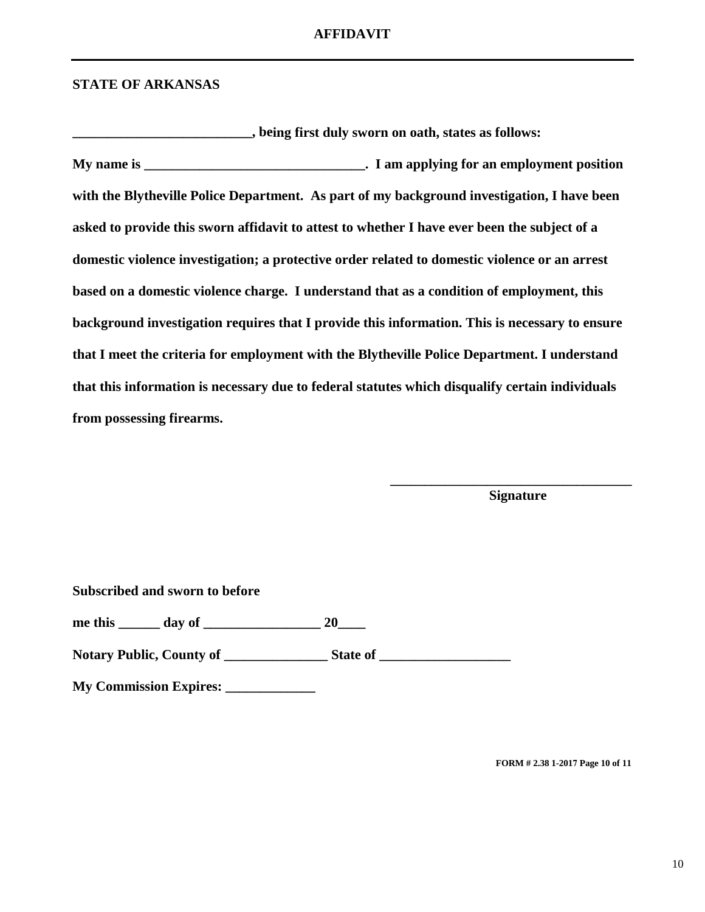# AFFIDAVIT

**STATE OF ARKANSAS**

**__________________________, being first duly sworn on oath, states as follows:**

**My name is _________________________________. I am applying for an employment position with the Blytheville Police Department. As part of my background investigation, I have been asked to provide this sworn affidavit to attest to whether I have ever been the subject of a domestic violence investigation; a protective order related to domestic violence or an arrest based on a domestic violence charge. I understand that as a condition of employment, this background investigation requires that I provide this information. This is necessary to ensure that I meet the criteria for employment with the Blytheville Police Department. I understand that this information is necessary due to federal statutes which disqualify certain individuals from possessing firearms.**

**____________________________________**
**Signature**

**Subscribed and sworn to before**

**me this ______ day of _________________ 20____**

**Notary Public, County of _______________ State of ___________________**

**My Commission Expires: _____________**

**FORM # 2.38 1-2017**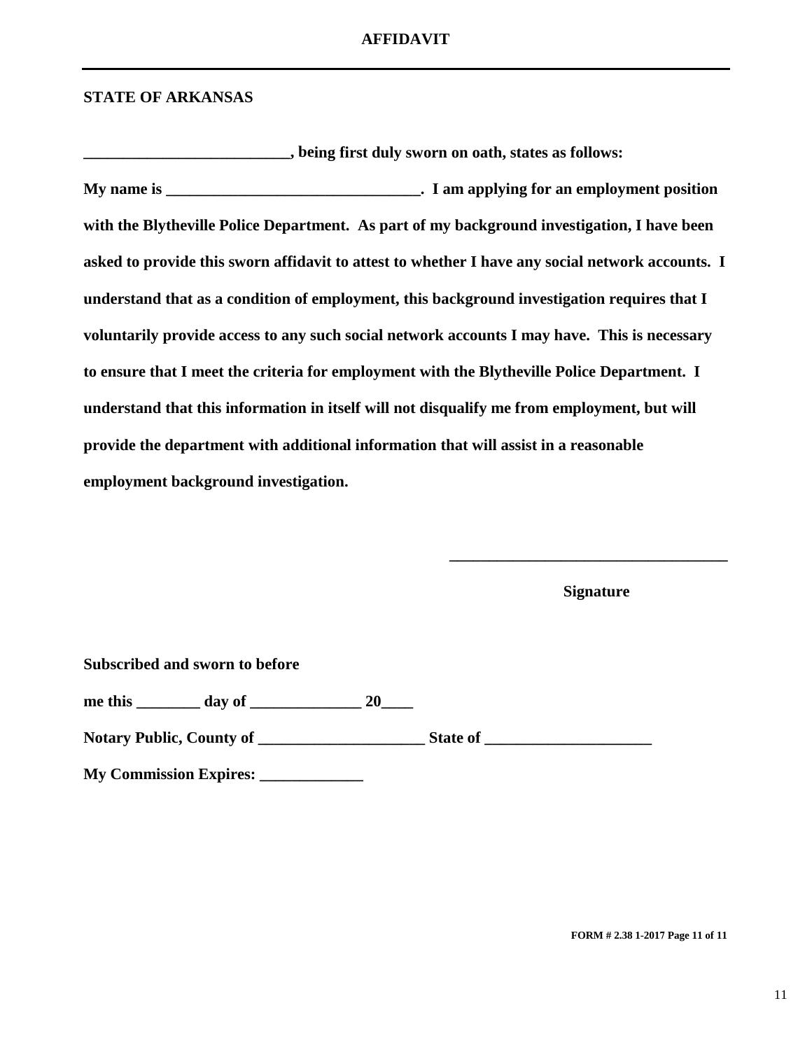# AFFIDAVIT

**STATE OF ARKANSAS**

**_________________________, being first duly sworn on oath, states as follows:**

**My name is ________________________________. I am applying for an employment position with the Blytheville Police Department. As part of my background investigation, I have been asked to provide this sworn affidavit to attest to whether I have any social network accounts. I understand that as a condition of employment, this background investigation requires that I voluntarily provide access to any such social network accounts I may have. This is necessary to ensure that I meet the criteria for employment with the Blytheville Police Department. I understand that this information in itself will not disqualify me from employment, but will provide the department with additional information that will assist in a reasonable employment background investigation.**

___________________________________

**Signature**

**Subscribed and sworn to before**

**me this ________ day of ______________ 20____**

**Notary Public, County of _____________________ State of _____________________**

**My Commission Expires: _____________**

**FORM # 2.38 1-2017 Page 11 of 11**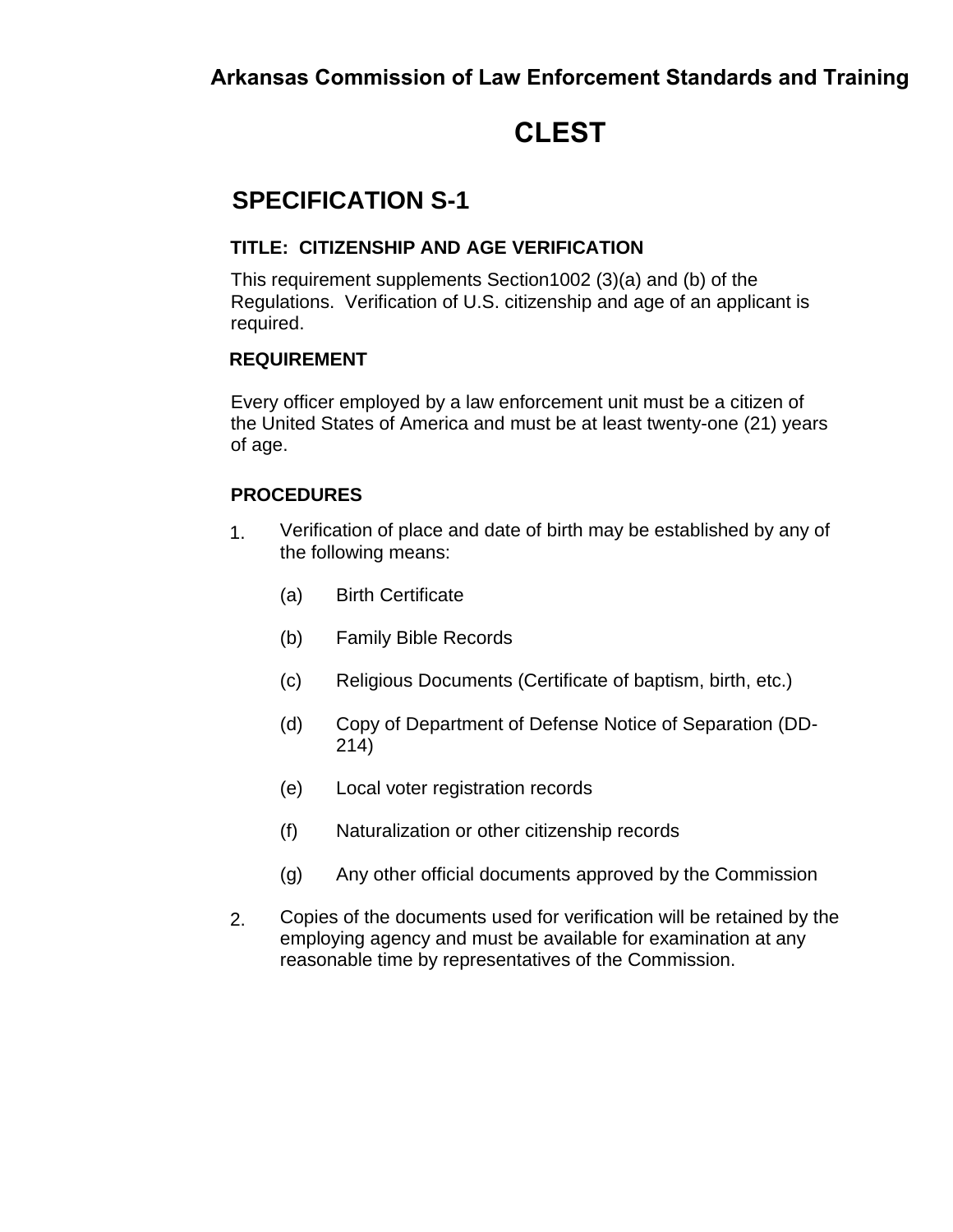**Arkansas Commission of Law Enforcement Standards and Training**

# CLEST

## SPECIFICATION S-1

### TITLE: CITIZENSHIP AND AGE VERIFICATION

This requirement supplements Section1002 (3)(a) and (b) of the Regulations. Verification of U.S. citizenship and age of an applicant is required.

### REQUIREMENT

Every officer employed by a law enforcement unit must be a citizen of the United States of America and must be at least twenty-one (21) years of age.

### PROCEDURES

1. Verification of place and date of birth may be established by any of the following means:

   (a) Birth Certificate

   (b) Family Bible Records

   (c) Religious Documents (Certificate of baptism, birth, etc.)

   (d) Copy of Department of Defense Notice of Separation (DD-214)

   (e) Local voter registration records

   (f) Naturalization or other citizenship records

   (g) Any other official documents approved by the Commission

2. Copies of the documents used for verification will be retained by the employing agency and must be available for examination at any reasonable time by representatives of the Commission.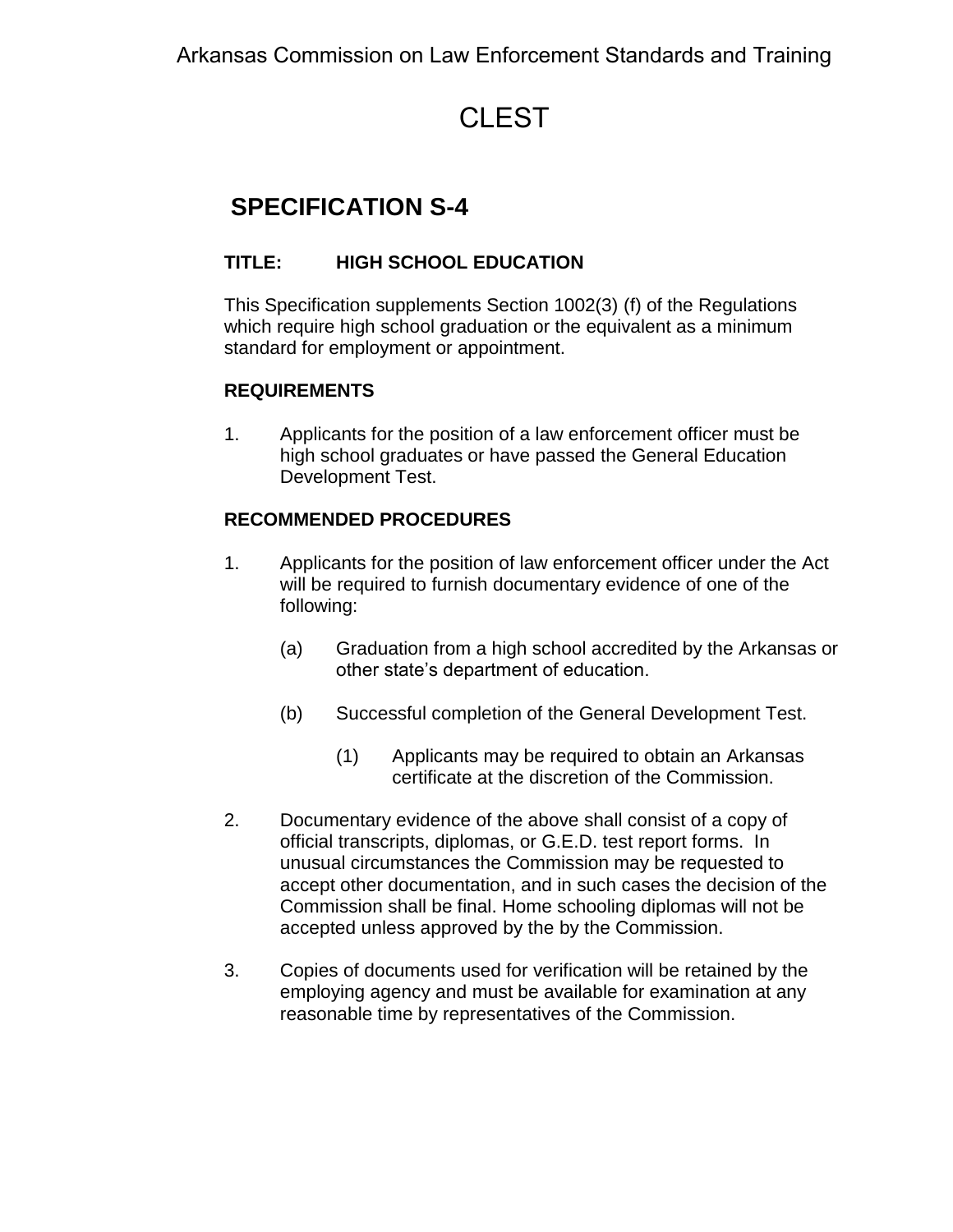Arkansas Commission on Law Enforcement Standards and Training

# CLEST

## SPECIFICATION S-4

**TITLE: HIGH SCHOOL EDUCATION**

This Specification supplements Section 1002(3) (f) of the Regulations which require high school graduation or the equivalent as a minimum standard for employment or appointment.

**REQUIREMENTS**

1. Applicants for the position of a law enforcement officer must be high school graduates or have passed the General Education Development Test.

**RECOMMENDED PROCEDURES**

1. Applicants for the position of law enforcement officer under the Act will be required to furnish documentary evidence of one of the following:

   (a) Graduation from a high school accredited by the Arkansas or other state's department of education.

   (b) Successful completion of the General Development Test.

      (1) Applicants may be required to obtain an Arkansas certificate at the discretion of the Commission.

2. Documentary evidence of the above shall consist of a copy of official transcripts, diplomas, or G.E.D. test report forms. In unusual circumstances the Commission may be requested to accept other documentation, and in such cases the decision of the Commission shall be final. Home schooling diplomas will not be accepted unless approved by the by the Commission.

3. Copies of documents used for verification will be retained by the employing agency and must be available for examination at any reasonable time by representatives of the Commission.